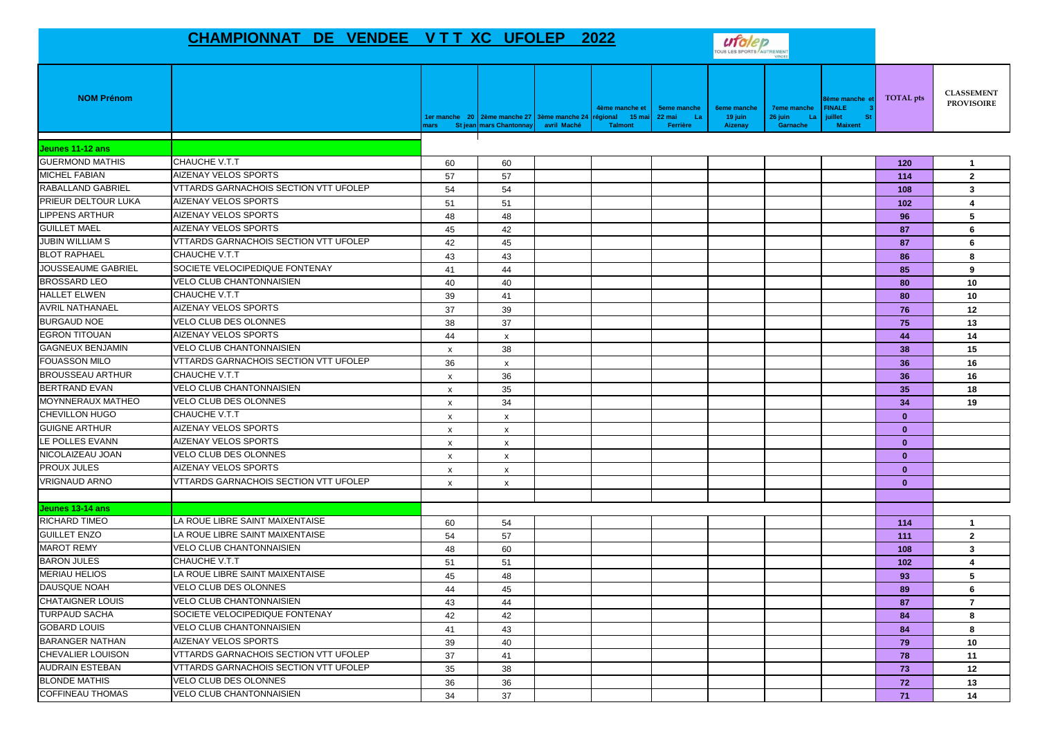# CHAMPIONNAT DE VENDEE V T T XC UFOLEP 2022

ufolep TOUS LES SPORTS AUTREMENT VENDEE

| NOM Prénom | | 1er manche 20 mars | 2ème manche 27 St jean mars Chantonnay | 3ème manche 24 avril Maché | 4ème manche et régional 15 mai Talmont | 5eme manche 22 mai La Ferrière | 6eme manche 19 juin Aizenay | 7eme manche 26 juin La Garnache | 8ème manche et FINALE 3 juillet St Maixent | TOTAL pts | CLASSEMENT PROVISOIRE |
|---|---|---|---|---|---|---|---|---|---|---|---|
| **Jeunes 11-12 ans** | | | | | | | | | | | |
| GUERMOND MATHIS | CHAUCHE V.T.T | 60 | 60 | | | | | | | **120** | **1** |
| MICHEL FABIAN | AIZENAY VELOS SPORTS | 57 | 57 | | | | | | | **114** | **2** |
| RABALLAND GABRIEL | VTTARDS GARNACHOIS SECTION VTT UFOLEP | 54 | 54 | | | | | | | **108** | **3** |
| PRIEUR DELTOUR LUKA | AIZENAY VELOS SPORTS | 51 | 51 | | | | | | | **102** | **4** |
| LIPPENS ARTHUR | AIZENAY VELOS SPORTS | 48 | 48 | | | | | | | **96** | **5** |
| GUILLET MAEL | AIZENAY VELOS SPORTS | 45 | 42 | | | | | | | **87** | **6** |
| JUBIN WILLIAM S | VTTARDS GARNACHOIS SECTION VTT UFOLEP | 42 | 45 | | | | | | | **87** | **6** |
| BLOT RAPHAEL | CHAUCHE V.T.T | 43 | 43 | | | | | | | **86** | **8** |
| JOUSSEAUME GABRIEL | SOCIETE VELOCIPEDIQUE FONTENAY | 41 | 44 | | | | | | | **85** | **9** |
| BROSSARD LEO | VELO CLUB CHANTONNAISIEN | 40 | 40 | | | | | | | **80** | **10** |
| HALLET ELWEN | CHAUCHE V.T.T | 39 | 41 | | | | | | | **80** | **10** |
| AVRIL NATHANAEL | AIZENAY VELOS SPORTS | 37 | 39 | | | | | | | **76** | **12** |
| BURGAUD NOE | VELO CLUB DES OLONNES | 38 | 37 | | | | | | | **75** | **13** |
| EGRON TITOUAN | AIZENAY VELOS SPORTS | 44 | x | | | | | | | **44** | **14** |
| GAGNEUX BENJAMIN | VELO CLUB CHANTONNAISIEN | x | 38 | | | | | | | **38** | **15** |
| FOUASSON MILO | VTTARDS GARNACHOIS SECTION VTT UFOLEP | 36 | x | | | | | | | **36** | **16** |
| BROUSSEAU ARTHUR | CHAUCHE V.T.T | x | 36 | | | | | | | **36** | **16** |
| BERTRAND EVAN | VELO CLUB CHANTONNAISIEN | x | 35 | | | | | | | **35** | **18** |
| MOYNNERAUX MATHEO | VELO CLUB DES OLONNES | x | 34 | | | | | | | **34** | **19** |
| CHEVILLON HUGO | CHAUCHE V.T.T | x | x | | | | | | | **0** | |
| GUIGNE ARTHUR | AIZENAY VELOS SPORTS | x | x | | | | | | | **0** | |
| LE POLLES EVANN | AIZENAY VELOS SPORTS | x | x | | | | | | | **0** | |
| NICOLAIZEAU JOAN | VELO CLUB DES OLONNES | x | x | | | | | | | **0** | |
| PROUX JULES | AIZENAY VELOS SPORTS | x | x | | | | | | | **0** | |
| VRIGNAUD ARNO | VTTARDS GARNACHOIS SECTION VTT UFOLEP | x | x | | | | | | | **0** | |
| | | | | | | | | | | | |
| **Jeunes 13-14 ans** | | | | | | | | | | | |
| RICHARD TIMEO | LA ROUE LIBRE SAINT MAIXENTAISE | 60 | 54 | | | | | | | **114** | **1** |
| GUILLET ENZO | LA ROUE LIBRE SAINT MAIXENTAISE | 54 | 57 | | | | | | | **111** | **2** |
| MAROT REMY | VELO CLUB CHANTONNAISIEN | 48 | 60 | | | | | | | **108** | **3** |
| BARON JULES | CHAUCHE V.T.T | 51 | 51 | | | | | | | **102** | **4** |
| MERIAU HELIOS | LA ROUE LIBRE SAINT MAIXENTAISE | 45 | 48 | | | | | | | **93** | **5** |
| DAUSQUE NOAH | VELO CLUB DES OLONNES | 44 | 45 | | | | | | | **89** | **6** |
| CHATAIGNER LOUIS | VELO CLUB CHANTONNAISIEN | 43 | 44 | | | | | | | **87** | **7** |
| TURPAUD SACHA | SOCIETE VELOCIPEDIQUE FONTENAY | 42 | 42 | | | | | | | **84** | **8** |
| GOBARD LOUIS | VELO CLUB CHANTONNAISIEN | 41 | 43 | | | | | | | **84** | **8** |
| BARANGER NATHAN | AIZENAY VELOS SPORTS | 39 | 40 | | | | | | | **79** | **10** |
| CHEVALIER LOUISON | VTTARDS GARNACHOIS SECTION VTT UFOLEP | 37 | 41 | | | | | | | **78** | **11** |
| AUDRAIN ESTEBAN | VTTARDS GARNACHOIS SECTION VTT UFOLEP | 35 | 38 | | | | | | | **73** | **12** |
| BLONDE MATHIS | VELO CLUB DES OLONNES | 36 | 36 | | | | | | | **72** | **13** |
| COFFINEAU THOMAS | VELO CLUB CHANTONNAISIEN | 34 | 37 | | | | | | | **71** | **14** |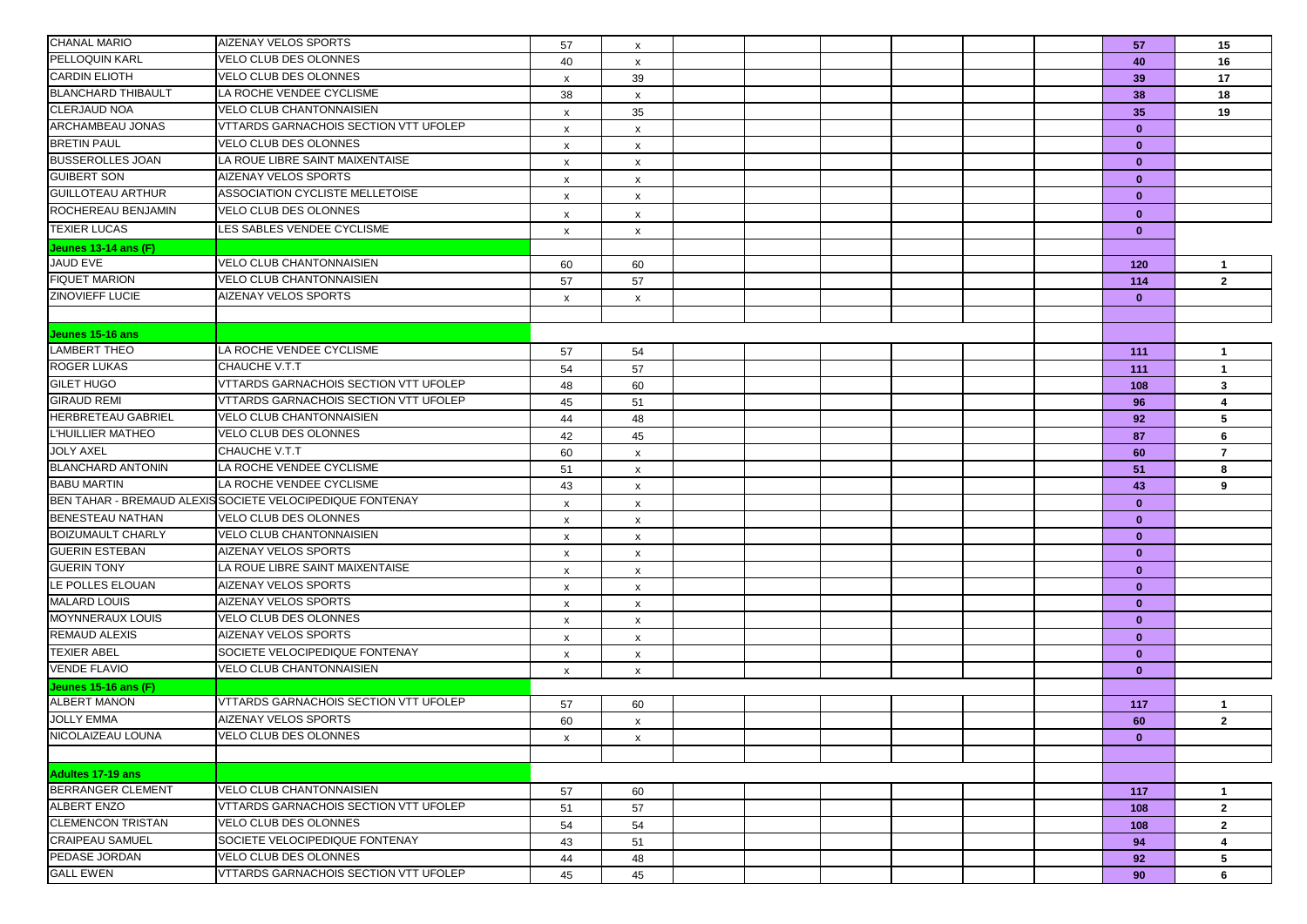| | | | | | | | | | | | |
|---|---|---|---|---|---|---|---|---|---|---|---|
| CHANAL MARIO | AIZENAY VELOS SPORTS | 57 | x | | | | | | | **57** | **15** |
| PELLOQUIN KARL | VELO CLUB DES OLONNES | 40 | x | | | | | | | **40** | **16** |
| CARDIN ELIOTH | VELO CLUB DES OLONNES | x | 39 | | | | | | | **39** | **17** |
| BLANCHARD THIBAULT | LA ROCHE VENDEE CYCLISME | 38 | x | | | | | | | **38** | **18** |
| CLERJAUD NOA | VELO CLUB CHANTONNAISIEN | x | 35 | | | | | | | **35** | **19** |
| ARCHAMBEAU JONAS | VTTARDS GARNACHOIS SECTION VTT UFOLEP | x | x | | | | | | | **0** | |
| BRETIN PAUL | VELO CLUB DES OLONNES | x | x | | | | | | | **0** | |
| BUSSEROLLES JOAN | LA ROUE LIBRE SAINT MAIXENTAISE | x | x | | | | | | | **0** | |
| GUIBERT SON | AIZENAY VELOS SPORTS | x | x | | | | | | | **0** | |
| GUILLOTEAU ARTHUR | ASSOCIATION CYCLISTE MELLETOISE | x | x | | | | | | | **0** | |
| ROCHEREAU BENJAMIN | VELO CLUB DES OLONNES | x | x | | | | | | | **0** | |
| TEXIER LUCAS | LES SABLES VENDEE CYCLISME | x | x | | | | | | | **0** | |
| **Jeunes 13-14 ans (F)** | | | | | | | | | | | |
| JAUD EVE | VELO CLUB CHANTONNAISIEN | 60 | 60 | | | | | | | **120** | **1** |
| FIQUET MARION | VELO CLUB CHANTONNAISIEN | 57 | 57 | | | | | | | **114** | **2** |
| ZINOVIEFF LUCIE | AIZENAY VELOS SPORTS | x | x | | | | | | | **0** | |
| | | | | | | | | | | | |
| **Jeunes 15-16 ans** | | | | | | | | | | | |
| LAMBERT THEO | LA ROCHE VENDEE CYCLISME | 57 | 54 | | | | | | | **111** | **1** |
| ROGER LUKAS | CHAUCHE V.T.T | 54 | 57 | | | | | | | **111** | **1** |
| GILET HUGO | VTTARDS GARNACHOIS SECTION VTT UFOLEP | 48 | 60 | | | | | | | **108** | **3** |
| GIRAUD REMI | VTTARDS GARNACHOIS SECTION VTT UFOLEP | 45 | 51 | | | | | | | **96** | **4** |
| HERBRETEAU GABRIEL | VELO CLUB CHANTONNAISIEN | 44 | 48 | | | | | | | **92** | **5** |
| L'HUILLIER MATHEO | VELO CLUB DES OLONNES | 42 | 45 | | | | | | | **87** | **6** |
| JOLY AXEL | CHAUCHE V.T.T | 60 | x | | | | | | | **60** | **7** |
| BLANCHARD ANTONIN | LA ROCHE VENDEE CYCLISME | 51 | x | | | | | | | **51** | **8** |
| BABU MARTIN | LA ROCHE VENDEE CYCLISME | 43 | x | | | | | | | **43** | **9** |
| BEN TAHAR - BREMAUD ALEXIS | SOCIETE VELOCIPEDIQUE FONTENAY | x | x | | | | | | | **0** | |
| BENESTEAU NATHAN | VELO CLUB DES OLONNES | x | x | | | | | | | **0** | |
| BOIZUMAULT CHARLY | VELO CLUB CHANTONNAISIEN | x | x | | | | | | | **0** | |
| GUERIN ESTEBAN | AIZENAY VELOS SPORTS | x | x | | | | | | | **0** | |
| GUERIN TONY | LA ROUE LIBRE SAINT MAIXENTAISE | x | x | | | | | | | **0** | |
| LE POLLES ELOUAN | AIZENAY VELOS SPORTS | x | x | | | | | | | **0** | |
| MALARD LOUIS | AIZENAY VELOS SPORTS | x | x | | | | | | | **0** | |
| MOYNNERAUX LOUIS | VELO CLUB DES OLONNES | x | x | | | | | | | **0** | |
| REMAUD ALEXIS | AIZENAY VELOS SPORTS | x | x | | | | | | | **0** | |
| TEXIER ABEL | SOCIETE VELOCIPEDIQUE FONTENAY | x | x | | | | | | | **0** | |
| VENDE FLAVIO | VELO CLUB CHANTONNAISIEN | x | x | | | | | | | **0** | |
| **Jeunes 15-16 ans (F)** | | | | | | | | | | | |
| ALBERT MANON | VTTARDS GARNACHOIS SECTION VTT UFOLEP | 57 | 60 | | | | | | | **117** | **1** |
| JOLLY EMMA | AIZENAY VELOS SPORTS | 60 | x | | | | | | | **60** | **2** |
| NICOLAIZEAU LOUNA | VELO CLUB DES OLONNES | x | x | | | | | | | **0** | |
| | | | | | | | | | | | |
| **Adultes 17-19 ans** | | | | | | | | | | | |
| BERRANGER CLEMENT | VELO CLUB CHANTONNAISIEN | 57 | 60 | | | | | | | **117** | **1** |
| ALBERT ENZO | VTTARDS GARNACHOIS SECTION VTT UFOLEP | 51 | 57 | | | | | | | **108** | **2** |
| CLEMENCON TRISTAN | VELO CLUB DES OLONNES | 54 | 54 | | | | | | | **108** | **2** |
| CRAIPEAU SAMUEL | SOCIETE VELOCIPEDIQUE FONTENAY | 43 | 51 | | | | | | | **94** | **4** |
| PEDASE JORDAN | VELO CLUB DES OLONNES | 44 | 48 | | | | | | | **92** | **5** |
| GALL EWEN | VTTARDS GARNACHOIS SECTION VTT UFOLEP | 45 | 45 | | | | | | | **90** | **6** |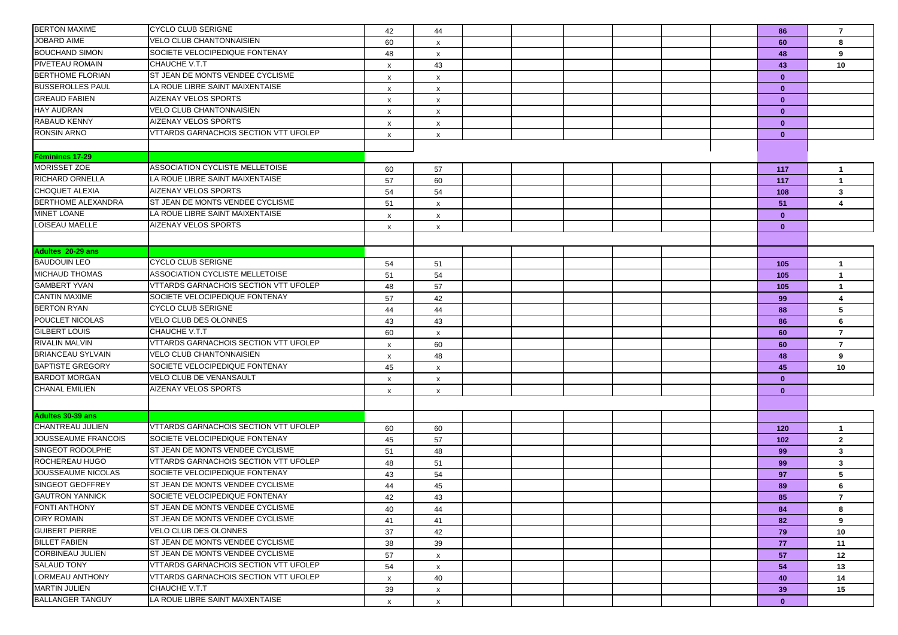| | | | | | | | | | | | |
|---|---|---|---|---|---|---|---|---|---|---|---|
| BERTON MAXIME | CYCLO CLUB SERIGNE | 42 | 44 | | | | | | | **86** | **7** |
| JOBARD AIME | VELO CLUB CHANTONNAISIEN | 60 | x | | | | | | | **60** | **8** |
| BOUCHAND SIMON | SOCIETE VELOCIPEDIQUE FONTENAY | 48 | x | | | | | | | **48** | **9** |
| PIVETEAU ROMAIN | CHAUCHE V.T.T | x | 43 | | | | | | | **43** | **10** |
| BERTHOME FLORIAN | ST JEAN DE MONTS VENDEE CYCLISME | x | x | | | | | | | **0** | |
| BUSSEROLLES PAUL | LA ROUE LIBRE SAINT MAIXENTAISE | x | x | | | | | | | **0** | |
| GREAUD FABIEN | AIZENAY VELOS SPORTS | x | x | | | | | | | **0** | |
| HAY AUDRAN | VELO CLUB CHANTONNAISIEN | x | x | | | | | | | **0** | |
| RABAUD KENNY | AIZENAY VELOS SPORTS | x | x | | | | | | | **0** | |
| RONSIN ARNO | VTTARDS GARNACHOIS SECTION VTT UFOLEP | x | x | | | | | | | **0** | |
| | | | | | | | | | | | |
| **Féminines 17-29** | | | | | | | | | | | |
| MORISSET ZOE | ASSOCIATION CYCLISTE MELLETOISE | 60 | 57 | | | | | | | **117** | **1** |
| RICHARD ORNELLA | LA ROUE LIBRE SAINT MAIXENTAISE | 57 | 60 | | | | | | | **117** | **1** |
| CHOQUET ALEXIA | AIZENAY VELOS SPORTS | 54 | 54 | | | | | | | **108** | **3** |
| BERTHOME ALEXANDRA | ST JEAN DE MONTS VENDEE CYCLISME | 51 | x | | | | | | | **51** | **4** |
| MINET LOANE | LA ROUE LIBRE SAINT MAIXENTAISE | x | x | | | | | | | **0** | |
| LOISEAU MAELLE | AIZENAY VELOS SPORTS | x | x | | | | | | | **0** | |
| | | | | | | | | | | | |
| **Adultes 20-29 ans** | | | | | | | | | | | |
| BAUDOUIN LEO | CYCLO CLUB SERIGNE | 54 | 51 | | | | | | | **105** | **1** |
| MICHAUD THOMAS | ASSOCIATION CYCLISTE MELLETOISE | 51 | 54 | | | | | | | **105** | **1** |
| GAMBERT YVAN | VTTARDS GARNACHOIS SECTION VTT UFOLEP | 48 | 57 | | | | | | | **105** | **1** |
| CANTIN MAXIME | SOCIETE VELOCIPEDIQUE FONTENAY | 57 | 42 | | | | | | | **99** | **4** |
| BERTON RYAN | CYCLO CLUB SERIGNE | 44 | 44 | | | | | | | **88** | **5** |
| POUCLET NICOLAS | VELO CLUB DES OLONNES | 43 | 43 | | | | | | | **86** | **6** |
| GILBERT LOUIS | CHAUCHE V.T.T | 60 | x | | | | | | | **60** | **7** |
| RIVALIN MALVIN | VTTARDS GARNACHOIS SECTION VTT UFOLEP | x | 60 | | | | | | | **60** | **7** |
| BRIANCEAU SYLVAIN | VELO CLUB CHANTONNAISIEN | x | 48 | | | | | | | **48** | **9** |
| BAPTISTE GREGORY | SOCIETE VELOCIPEDIQUE FONTENAY | 45 | x | | | | | | | **45** | **10** |
| BARDOT MORGAN | VELO CLUB DE VENANSAULT | x | x | | | | | | | **0** | |
| CHANAL EMILIEN | AIZENAY VELOS SPORTS | x | x | | | | | | | **0** | |
| | | | | | | | | | | | |
| **Adultes 30-39 ans** | | | | | | | | | | | |
| CHANTREAU JULIEN | VTTARDS GARNACHOIS SECTION VTT UFOLEP | 60 | 60 | | | | | | | **120** | **1** |
| JOUSSEAUME FRANCOIS | SOCIETE VELOCIPEDIQUE FONTENAY | 45 | 57 | | | | | | | **102** | **2** |
| SINGEOT RODOLPHE | ST JEAN DE MONTS VENDEE CYCLISME | 51 | 48 | | | | | | | **99** | **3** |
| ROCHEREAU HUGO | VTTARDS GARNACHOIS SECTION VTT UFOLEP | 48 | 51 | | | | | | | **99** | **3** |
| JOUSSEAUME NICOLAS | SOCIETE VELOCIPEDIQUE FONTENAY | 43 | 54 | | | | | | | **97** | **5** |
| SINGEOT GEOFFREY | ST JEAN DE MONTS VENDEE CYCLISME | 44 | 45 | | | | | | | **89** | **6** |
| GAUTRON YANNICK | SOCIETE VELOCIPEDIQUE FONTENAY | 42 | 43 | | | | | | | **85** | **7** |
| FONTI ANTHONY | ST JEAN DE MONTS VENDEE CYCLISME | 40 | 44 | | | | | | | **84** | **8** |
| OIRY ROMAIN | ST JEAN DE MONTS VENDEE CYCLISME | 41 | 41 | | | | | | | **82** | **9** |
| GUIBERT PIERRE | VELO CLUB DES OLONNES | 37 | 42 | | | | | | | **79** | **10** |
| BILLET FABIEN | ST JEAN DE MONTS VENDEE CYCLISME | 38 | 39 | | | | | | | **77** | **11** |
| CORBINEAU JULIEN | ST JEAN DE MONTS VENDEE CYCLISME | 57 | x | | | | | | | **57** | **12** |
| SALAUD TONY | VTTARDS GARNACHOIS SECTION VTT UFOLEP | 54 | x | | | | | | | **54** | **13** |
| LORMEAU ANTHONY | VTTARDS GARNACHOIS SECTION VTT UFOLEP | x | 40 | | | | | | | **40** | **14** |
| MARTIN JULIEN | CHAUCHE V.T.T | 39 | x | | | | | | | **39** | **15** |
| BALLANGER TANGUY | LA ROUE LIBRE SAINT MAIXENTAISE | x | x | | | | | | | **0** | |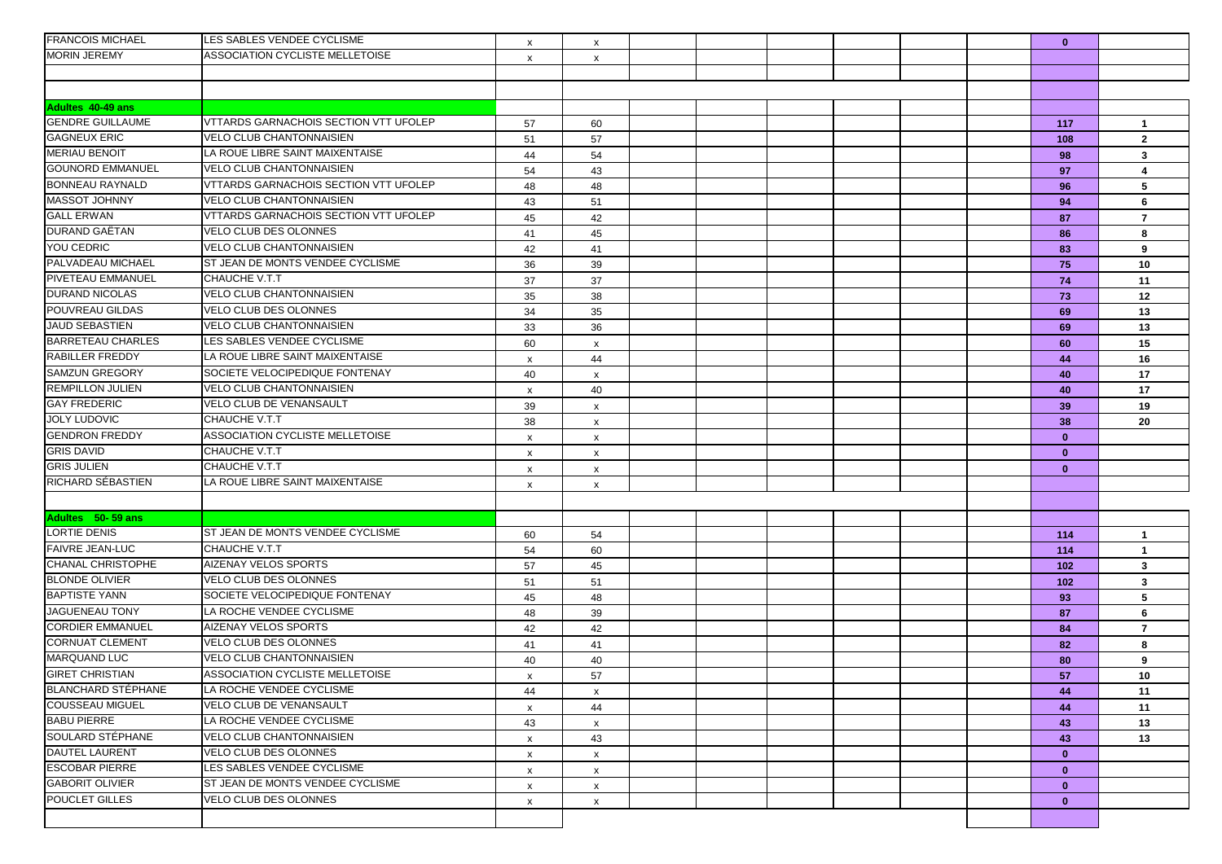| | | | | | | | | | | | |
|---|---|---|---|---|---|---|---|---|---|---|---|
| FRANCOIS MICHAEL | LES SABLES VENDEE CYCLISME | x | x | | | | | | | 0 | |
| MORIN JEREMY | ASSOCIATION CYCLISTE MELLETOISE | x | x | | | | | | | | |
| | | | | | | | | | | | |
| | | | | | | | | | | | |
| **Adultes 40-49 ans** | | | | | | | | | | | |
| GENDRE GUILLAUME | VTTARDS GARNACHOIS SECTION VTT UFOLEP | 57 | 60 | | | | | | | 117 | 1 |
| GAGNEUX ERIC | VELO CLUB CHANTONNAISIEN | 51 | 57 | | | | | | | 108 | 2 |
| MERIAU BENOIT | LA ROUE LIBRE SAINT MAIXENTAISE | 44 | 54 | | | | | | | 98 | 3 |
| GOUNORD EMMANUEL | VELO CLUB CHANTONNAISIEN | 54 | 43 | | | | | | | 97 | 4 |
| BONNEAU RAYNALD | VTTARDS GARNACHOIS SECTION VTT UFOLEP | 48 | 48 | | | | | | | 96 | 5 |
| MASSOT JOHNNY | VELO CLUB CHANTONNAISIEN | 43 | 51 | | | | | | | 94 | 6 |
| GALL ERWAN | VTTARDS GARNACHOIS SECTION VTT UFOLEP | 45 | 42 | | | | | | | 87 | 7 |
| DURAND GAËTAN | VELO CLUB DES OLONNES | 41 | 45 | | | | | | | 86 | 8 |
| YOU CEDRIC | VELO CLUB CHANTONNAISIEN | 42 | 41 | | | | | | | 83 | 9 |
| PALVADEAU MICHAEL | ST JEAN DE MONTS VENDEE CYCLISME | 36 | 39 | | | | | | | 75 | 10 |
| PIVETEAU EMMANUEL | CHAUCHE V.T.T | 37 | 37 | | | | | | | 74 | 11 |
| DURAND NICOLAS | VELO CLUB CHANTONNAISIEN | 35 | 38 | | | | | | | 73 | 12 |
| POUVREAU GILDAS | VELO CLUB DES OLONNES | 34 | 35 | | | | | | | 69 | 13 |
| JAUD SEBASTIEN | VELO CLUB CHANTONNAISIEN | 33 | 36 | | | | | | | 69 | 13 |
| BARRETEAU CHARLES | LES SABLES VENDEE CYCLISME | 60 | x | | | | | | | 60 | 15 |
| RABILLER FREDDY | LA ROUE LIBRE SAINT MAIXENTAISE | x | 44 | | | | | | | 44 | 16 |
| SAMZUN GREGORY | SOCIETE VELOCIPEDIQUE FONTENAY | 40 | x | | | | | | | 40 | 17 |
| REMPILLON JULIEN | VELO CLUB CHANTONNAISIEN | x | 40 | | | | | | | 40 | 17 |
| GAY FREDERIC | VELO CLUB DE VENANSAULT | 39 | x | | | | | | | 39 | 19 |
| JOLY LUDOVIC | CHAUCHE V.T.T | 38 | x | | | | | | | 38 | 20 |
| GENDRON FREDDY | ASSOCIATION CYCLISTE MELLETOISE | x | x | | | | | | | 0 | |
| GRIS DAVID | CHAUCHE V.T.T | x | x | | | | | | | 0 | |
| GRIS JULIEN | CHAUCHE V.T.T | x | x | | | | | | | 0 | |
| RICHARD SÉBASTIEN | LA ROUE LIBRE SAINT MAIXENTAISE | x | x | | | | | | | | |
| | | | | | | | | | | | |
| **Adultes 50- 59 ans** | | | | | | | | | | | |
| LORTIE DENIS | ST JEAN DE MONTS VENDEE CYCLISME | 60 | 54 | | | | | | | 114 | 1 |
| FAIVRE JEAN-LUC | CHAUCHE V.T.T | 54 | 60 | | | | | | | 114 | 1 |
| CHANAL CHRISTOPHE | AIZENAY VELOS SPORTS | 57 | 45 | | | | | | | 102 | 3 |
| BLONDE OLIVIER | VELO CLUB DES OLONNES | 51 | 51 | | | | | | | 102 | 3 |
| BAPTISTE YANN | SOCIETE VELOCIPEDIQUE FONTENAY | 45 | 48 | | | | | | | 93 | 5 |
| JAGUENEAU TONY | LA ROCHE VENDEE CYCLISME | 48 | 39 | | | | | | | 87 | 6 |
| CORDIER EMMANUEL | AIZENAY VELOS SPORTS | 42 | 42 | | | | | | | 84 | 7 |
| CORNUAT CLEMENT | VELO CLUB DES OLONNES | 41 | 41 | | | | | | | 82 | 8 |
| MARQUAND LUC | VELO CLUB CHANTONNAISIEN | 40 | 40 | | | | | | | 80 | 9 |
| GIRET CHRISTIAN | ASSOCIATION CYCLISTE MELLETOISE | x | 57 | | | | | | | 57 | 10 |
| BLANCHARD STÉPHANE | LA ROCHE VENDEE CYCLISME | 44 | x | | | | | | | 44 | 11 |
| COUSSEAU MIGUEL | VELO CLUB DE VENANSAULT | x | 44 | | | | | | | 44 | 11 |
| BABU PIERRE | LA ROCHE VENDEE CYCLISME | 43 | x | | | | | | | 43 | 13 |
| SOULARD STÉPHANE | VELO CLUB CHANTONNAISIEN | x | 43 | | | | | | | 43 | 13 |
| DAUTEL LAURENT | VELO CLUB DES OLONNES | x | x | | | | | | | 0 | |
| ESCOBAR PIERRE | LES SABLES VENDEE CYCLISME | x | x | | | | | | | 0 | |
| GABORIT OLIVIER | ST JEAN DE MONTS VENDEE CYCLISME | x | x | | | | | | | 0 | |
| POUCLET GILLES | VELO CLUB DES OLONNES | x | x | | | | | | | 0 | |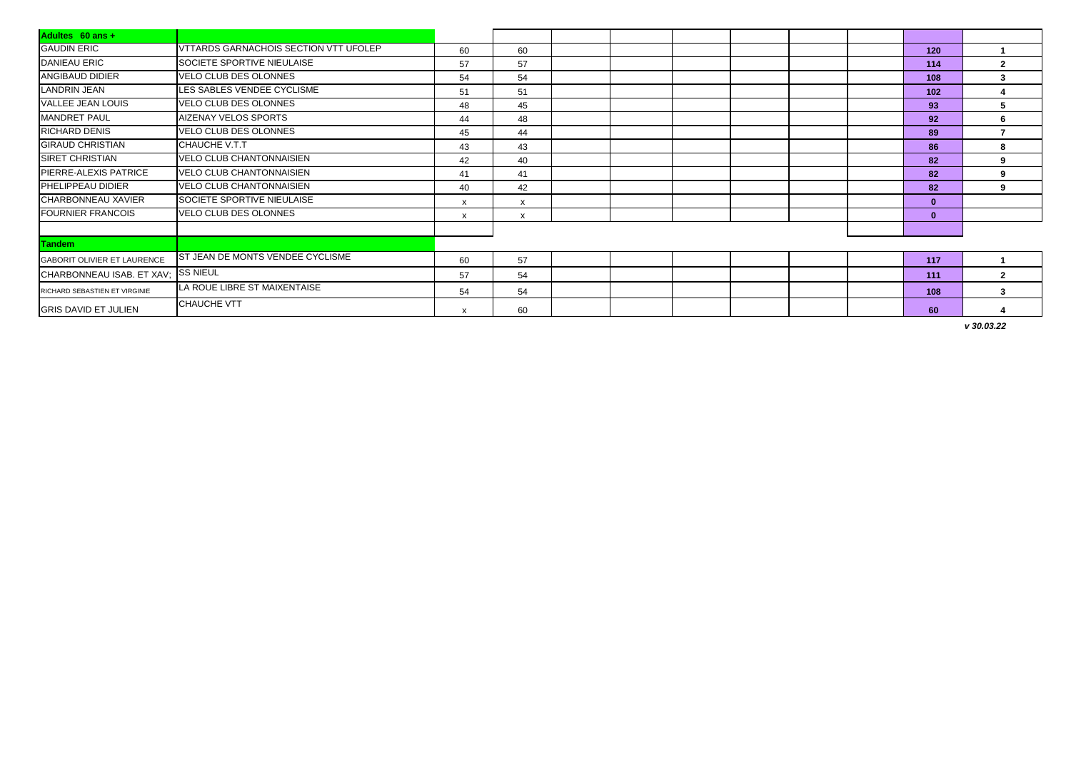| | | | | | | | | | | | |
|---|---|---|---|---|---|---|---|---|---|---|---|
| **Adultes 60 ans +** | | | | | | | | | | | |
| GAUDIN ERIC | VTTARDS GARNACHOIS SECTION VTT UFOLEP | 60 | 60 | | | | | | | **120** | **1** |
| DANIEAU ERIC | SOCIETE SPORTIVE NIEULAISE | 57 | 57 | | | | | | | **114** | **2** |
| ANGIBAUD DIDIER | VELO CLUB DES OLONNES | 54 | 54 | | | | | | | **108** | **3** |
| LANDRIN JEAN | LES SABLES VENDEE CYCLISME | 51 | 51 | | | | | | | **102** | **4** |
| VALLEE JEAN LOUIS | VELO CLUB DES OLONNES | 48 | 45 | | | | | | | **93** | **5** |
| MANDRET PAUL | AIZENAY VELOS SPORTS | 44 | 48 | | | | | | | **92** | **6** |
| RICHARD DENIS | VELO CLUB DES OLONNES | 45 | 44 | | | | | | | **89** | **7** |
| GIRAUD CHRISTIAN | CHAUCHE V.T.T | 43 | 43 | | | | | | | **86** | **8** |
| SIRET CHRISTIAN | VELO CLUB CHANTONNAISIEN | 42 | 40 | | | | | | | **82** | **9** |
| PIERRE-ALEXIS PATRICE | VELO CLUB CHANTONNAISIEN | 41 | 41 | | | | | | | **82** | **9** |
| PHELIPPEAU DIDIER | VELO CLUB CHANTONNAISIEN | 40 | 42 | | | | | | | **82** | **9** |
| CHARBONNEAU XAVIER | SOCIETE SPORTIVE NIEULAISE | x | x | | | | | | | **0** | |
| FOURNIER FRANCOIS | VELO CLUB DES OLONNES | x | x | | | | | | | **0** | |
| | | | | | | | | | | | |
| **Tandem** | | | | | | | | | | | |
| GABORIT OLIVIER ET LAURENCE | ST JEAN DE MONTS VENDEE CYCLISME | 60 | 57 | | | | | | | **117** | **1** |
| CHARBONNEAU ISAB. ET XAV; | SS NIEUL | 57 | 54 | | | | | | | **111** | **2** |
| RICHARD SEBASTIEN ET VIRGINIE | LA ROUE LIBRE ST MAIXENTAISE | 54 | 54 | | | | | | | **108** | **3** |
| GRIS DAVID ET JULIEN | CHAUCHE VTT | x | 60 | | | | | | | **60** | **4** |

***v 30.03.22***